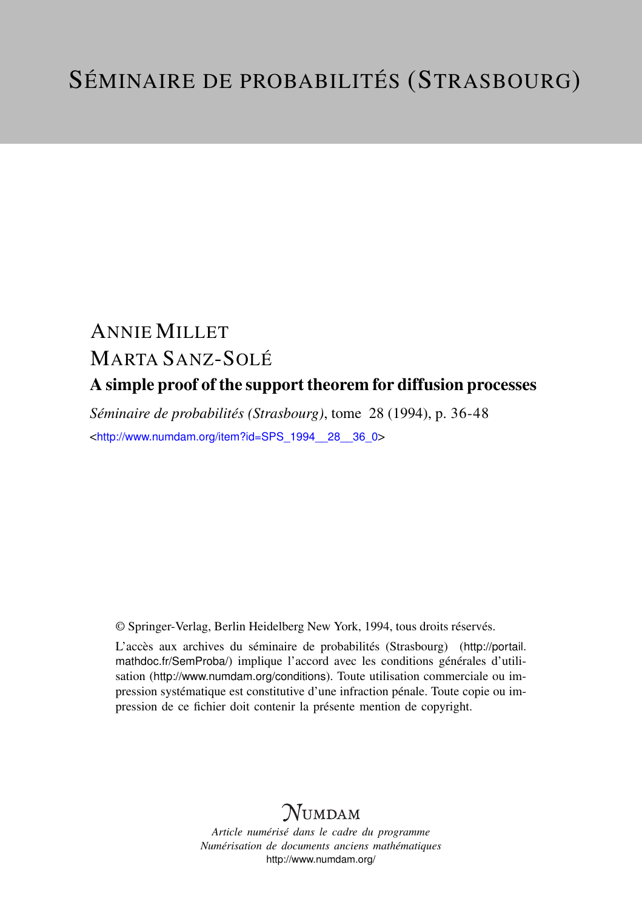# Séminaire de probabilités (Strasbourg)

Annie Millet

Marta Sanz-Solé

## A simple proof of the support theorem for diffusion processes

*Séminaire de probabilités (Strasbourg)*, tome 28 (1994), p. 36-48

<http://www.numdam.org/item?id=SPS_1994__28__36_0>

© Springer-Verlag, Berlin Heidelberg New York, 1994, tous droits réservés.

L'accès aux archives du séminaire de probabilités (Strasbourg) (http://portail.mathdoc.fr/SemProba/) implique l'accord avec les conditions générales d'utilisation (http://www.numdam.org/conditions). Toute utilisation commerciale ou impression systématique est constitutive d'une infraction pénale. Toute copie ou impression de ce fichier doit contenir la présente mention de copyright.

NUMDAM

*Article numérisé dans le cadre du programme*
*Numérisation de documents anciens mathématiques*
http://www.numdam.org/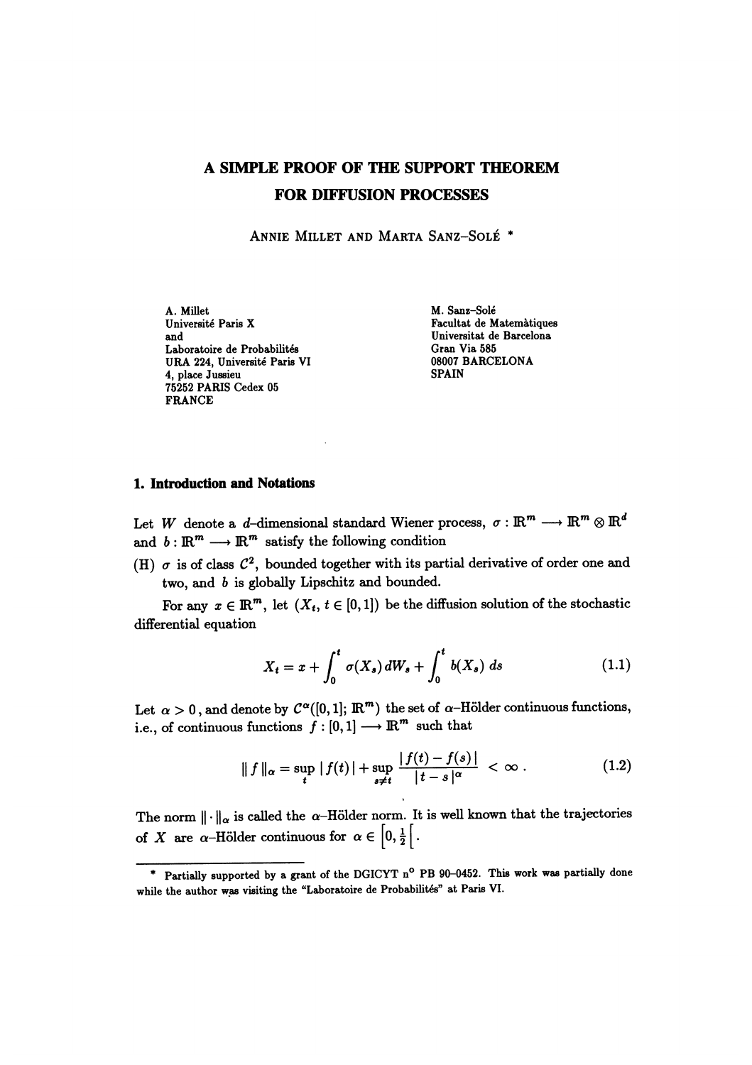# A SIMPLE PROOF OF THE SUPPORT THEOREM FOR DIFFUSION PROCESSES

Annie Millet and Marta Sanz–Solé *

A. Millet
Université Paris X
and
Laboratoire de Probabilités
URA 224, Université Paris VI
4, place Jussieu
75252 PARIS Cedex 05
FRANCE

M. Sanz–Solé
Facultat de Matemàtiques
Universitat de Barcelona
Gran Via 585
08007 BARCELONA
SPAIN

## 1. Introduction and Notations

Let $W$ denote a $d$–dimensional standard Wiener process, $\sigma : \mathbb{R}^m \longrightarrow \mathbb{R}^m \otimes \mathbb{R}^d$ and $b : \mathbb{R}^m \longrightarrow \mathbb{R}^m$ satisfy the following condition

(H) $\sigma$ is of class $\mathcal{C}^2$, bounded together with its partial derivative of order one and two, and $b$ is globally Lipschitz and bounded.

For any $x \in \mathbb{R}^m$, let $(X_t,\, t \in [0,1])$ be the diffusion solution of the stochastic differential equation

$$X_t = x + \int_0^t \sigma(X_s)\, dW_s + \int_0^t b(X_s)\, ds \tag{1.1}$$

Let $\alpha > 0$, and denote by $\mathcal{C}^\alpha([0,1];\, \mathbb{R}^m)$ the set of $\alpha$–Hölder continuous functions, i.e., of continuous functions $f : [0,1] \longrightarrow \mathbb{R}^m$ such that

$$\| f \|_\alpha = \sup_t | f(t) | + \sup_{s \neq t} \frac{| f(t) - f(s) |}{| t - s |^\alpha} < \infty . \tag{1.2}$$

The norm $\| \cdot \|_\alpha$ is called the $\alpha$–Hölder norm. It is well known that the trajectories of $X$ are $\alpha$–Hölder continuous for $\alpha \in \left[0, \frac{1}{2}\right[$.

---

* Partially supported by a grant of the DGICYT n° PB 90–0452. This work was partially done while the author was visiting the "Laboratoire de Probabilités" at Paris VI.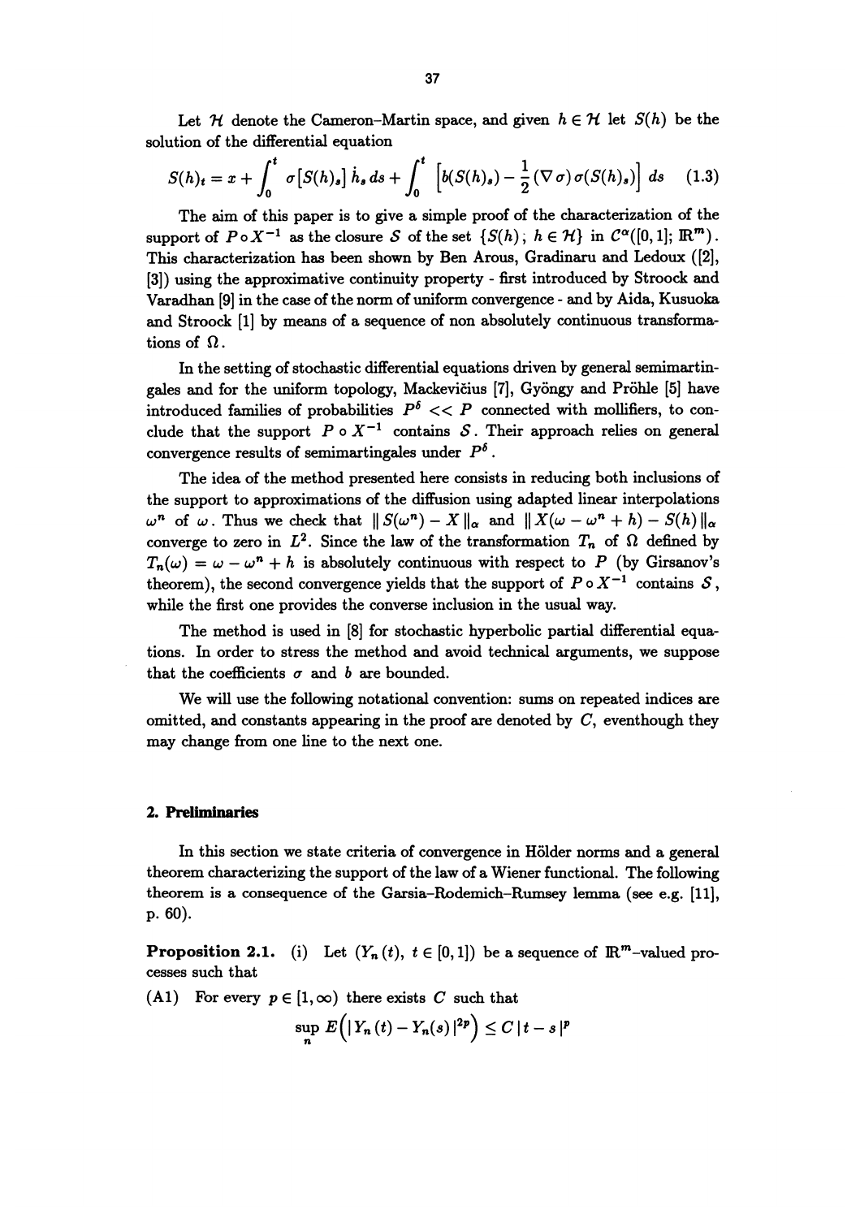Let $\mathcal{H}$ denote the Cameron–Martin space, and given $h \in \mathcal{H}$ let $S(h)$ be the solution of the differential equation

$$S(h)_t = x + \int_0^t \sigma\big[S(h)_s\big]\, \dot{h}_s\, ds + \int_0^t \Big[b(S(h)_s) - \frac{1}{2}(\nabla\sigma)\sigma(S(h)_s)\Big]\, ds \qquad (1.3)$$

The aim of this paper is to give a simple proof of the characterization of the support of $P \circ X^{-1}$ as the closure $\mathcal{S}$ of the set $\{S(h);\ h \in \mathcal{H}\}$ in $\mathcal{C}^\alpha([0,1];\ \mathbb{R}^m)$. This characterization has been shown by Ben Arous, Gradinaru and Ledoux ([2], [3]) using the approximative continuity property - first introduced by Stroock and Varadhan [9] in the case of the norm of uniform convergence - and by Aida, Kusuoka and Stroock [1] by means of a sequence of non absolutely continuous transformations of $\Omega$.

In the setting of stochastic differential equations driven by general semimartingales and for the uniform topology, Mackevičius [7], Gyöngy and Pröhle [5] have introduced families of probabilities $P^\delta << P$ connected with mollifiers, to conclude that the support $P \circ X^{-1}$ contains $\mathcal{S}$. Their approach relies on general convergence results of semimartingales under $P^\delta$.

The idea of the method presented here consists in reducing both inclusions of the support to approximations of the diffusion using adapted linear interpolations $\omega^n$ of $\omega$. Thus we check that $\| S(\omega^n) - X \|_\alpha$ and $\| X(\omega - \omega^n + h) - S(h) \|_\alpha$ converge to zero in $L^2$. Since the law of the transformation $T_n$ of $\Omega$ defined by $T_n(\omega) = \omega - \omega^n + h$ is absolutely continuous with respect to $P$ (by Girsanov's theorem), the second convergence yields that the support of $P \circ X^{-1}$ contains $\mathcal{S}$, while the first one provides the converse inclusion in the usual way.

The method is used in [8] for stochastic hyperbolic partial differential equations. In order to stress the method and avoid technical arguments, we suppose that the coefficients $\sigma$ and $b$ are bounded.

We will use the following notational convention: sums on repeated indices are omitted, and constants appearing in the proof are denoted by $C$, eventhough they may change from one line to the next one.

## 2. Preliminaries

In this section we state criteria of convergence in Hölder norms and a general theorem characterizing the support of the law of a Wiener functional. The following theorem is a consequence of the Garsia–Rodemich–Rumsey lemma (see e.g. [11], p. 60).

**Proposition 2.1.** (i) Let $(Y_n(t),\ t \in [0,1])$ be a sequence of $\mathbb{R}^m$–valued processes such that

(A1) For every $p \in [1, \infty)$ there exists $C$ such that

$$\sup_n E\Big(|\, Y_n(t) - Y_n(s)\,|^{2p}\Big) \le C\, |\, t - s\,|^p$$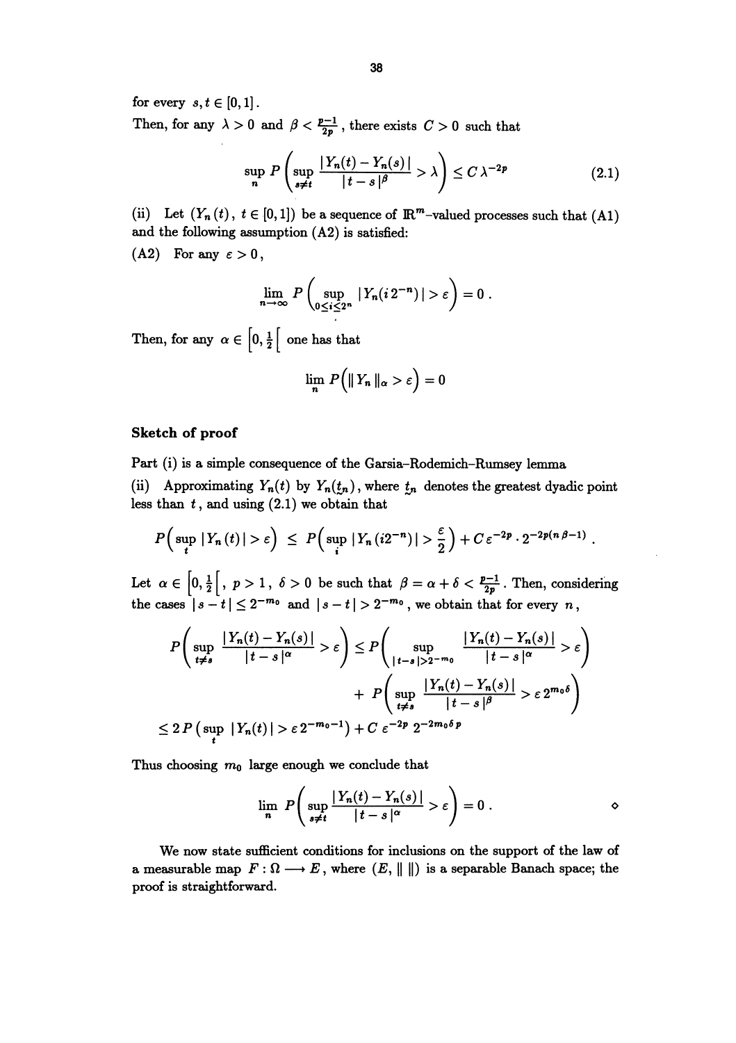for every $s, t \in [0,1]$.

Then, for any $\lambda > 0$ and $\beta < \frac{p-1}{2p}$, there exists $C > 0$ such that

$$\sup_n P\left(\sup_{s \neq t} \frac{|Y_n(t) - Y_n(s)|}{|t-s|^\beta} > \lambda\right) \leq C \lambda^{-2p} \tag{2.1}$$

(ii) Let $(Y_n(t), t \in [0,1])$ be a sequence of $\mathbb{R}^m$-valued processes such that (A1) and the following assumption (A2) is satisfied:

(A2) For any $\varepsilon > 0$,

$$\lim_{n \to \infty} P\left(\sup_{0 \leq i \leq 2^n} |Y_n(i\,2^{-n})| > \varepsilon\right) = 0 .$$

Then, for any $\alpha \in \left[0, \frac{1}{2}\right[$ one has that

$$\lim_n P\Big(\| Y_n \|_\alpha > \varepsilon\Big) = 0$$

**Sketch of proof**

Part (i) is a simple consequence of the Garsia–Rodemich–Rumsey lemma

(ii) Approximating $Y_n(t)$ by $Y_n(\underset{\sim}{t}_n)$, where $\underset{\sim}{t}_n$ denotes the greatest dyadic point less than $t$, and using (2.1) we obtain that

$$P\Big(\sup_t |Y_n(t)| > \varepsilon\Big) \leq P\Big(\sup_i |Y_n(i2^{-n})| > \frac{\varepsilon}{2}\Big) + C\,\varepsilon^{-2p} \cdot 2^{-2p(n\beta - 1)} .$$

Let $\alpha \in \left[0, \frac{1}{2}\right[$, $p > 1$, $\delta > 0$ be such that $\beta = \alpha + \delta < \frac{p-1}{2p}$. Then, considering the cases $|s-t| \leq 2^{-m_0}$ and $|s-t| > 2^{-m_0}$, we obtain that for every $n$,

$$\begin{aligned}
P\bigg(\sup_{t \neq s} \frac{|Y_n(t) - Y_n(s)|}{|t-s|^\alpha} > \varepsilon\bigg) &\leq P\bigg(\sup_{|t-s| > 2^{-m_0}} \frac{|Y_n(t) - Y_n(s)|}{|t-s|^\alpha} > \varepsilon\bigg) \\
&\quad + P\bigg(\sup_{t \neq s} \frac{|Y_n(t) - Y_n(s)|}{|t-s|^\beta} > \varepsilon\, 2^{m_0 \delta}\bigg) \\
&\leq 2\,P\left(\sup_t |Y_n(t)| > \varepsilon\, 2^{-m_0 - 1}\right) + C\,\varepsilon^{-2p}\, 2^{-2m_0 \delta\, p}
\end{aligned}$$

Thus choosing $m_0$ large enough we conclude that

$$\lim_n P\bigg(\sup_{s \neq t} \frac{|Y_n(t) - Y_n(s)|}{|t-s|^\alpha} > \varepsilon\bigg) = 0 . \qquad \diamond$$

We now state sufficient conditions for inclusions on the support of the law of a measurable map $F : \Omega \longrightarrow E$, where $(E, \|\ \|)$ is a separable Banach space; the proof is straightforward.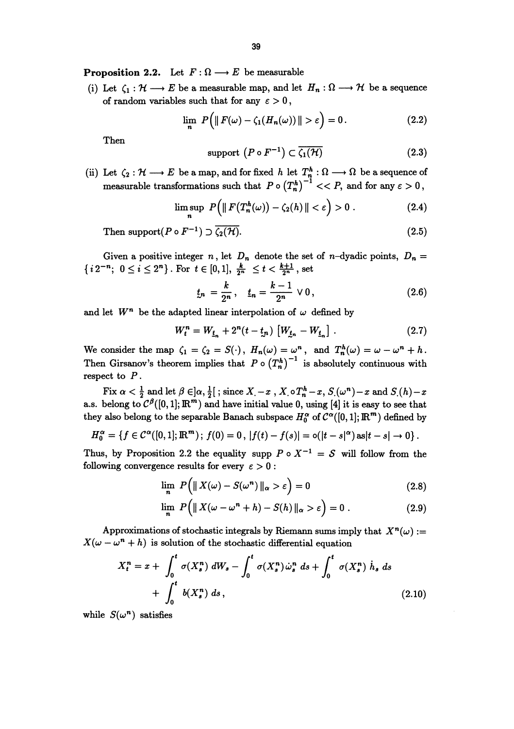**Proposition 2.2.** Let $F : \Omega \longrightarrow E$ be measurable

(i) Let $\zeta_1 : \mathcal{H} \longrightarrow E$ be a measurable map, and let $H_n : \Omega \longrightarrow \mathcal{H}$ be a sequence of random variables such that for any $\varepsilon > 0$,

$$\lim_n P\Big(\| F(\omega) - \zeta_1(H_n(\omega)) \| > \varepsilon\Big) = 0. \tag{2.2}$$

Then

$$\text{support } \left(P \circ F^{-1}\right) \subset \overline{\zeta_1(\mathcal{H})} \tag{2.3}$$

(ii) Let $\zeta_2 : \mathcal{H} \longrightarrow E$ be a map, and for fixed $h$ let $T_n^h : \Omega \longrightarrow \Omega$ be a sequence of measurable transformations such that $P \circ \left(T_n^h\right)^{-1} << P$, and for any $\varepsilon > 0$,

$$\limsup_n P\Big(\| F(T_n^h(\omega)) - \zeta_2(h) \| < \varepsilon\Big) > 0 . \tag{2.4}$$

Then $\text{support}(P \circ F^{-1}) \supset \overline{\zeta_2(\mathcal{H})}$. (2.5)

Given a positive integer $n$, let $D_n$ denote the set of $n$–dyadic points, $D_n = \{ i 2^{-n};\ 0 \le i \le 2^n\}$. For $t \in [0,1]$, $\frac{k}{2^n} \le t < \frac{k+1}{2^n}$, set

$$\underline{t}_n = \frac{k}{2^n}, \quad \underline{\underline{t}}_n = \frac{k-1}{2^n} \vee 0 , \tag{2.6}$$

and let $W^n$ be the adapted linear interpolation of $\omega$ defined by

$$W_t^n = W_{\underline{\underline{t}}_n} + 2^n(t - \underline{t}_n) \left[W_{\underline{t}_n} - W_{\underline{\underline{t}}_n}\right] . \tag{2.7}$$

We consider the map $\zeta_1 = \zeta_2 = S(\cdot)$, $H_n(\omega) = \omega^n$, and $T_n^h(\omega) = \omega - \omega^n + h$. Then Girsanov's theorem implies that $P \circ \left(T_n^h\right)^{-1}$ is absolutely continuous with respect to $P$.

Fix $\alpha < \frac{1}{2}$ and let $\beta \in ]\alpha, \frac{1}{2}[$ ; since $X_. - x$ , $X_. \circ T_n^h - x$, $S_.(\omega^n) - x$ and $S_.(h) - x$ a.s. belong to $\mathcal{C}^\beta([0,1];\mathbb{R}^m)$ and have initial value 0, using [4] it is easy to see that they also belong to the separable Banach subspace $H_0^\alpha$ of $\mathcal{C}^\alpha([0,1];\mathbb{R}^m)$ defined by

$$H_0^\alpha = \{ f \in \mathcal{C}^\alpha([0,1];\mathbb{R}^m)\, ;\ f(0) = 0\, ,\ |f(t) - f(s)| = o(|t-s|^\alpha) \text{ as} |t-s| \to 0\} .$$

Thus, by Proposition 2.2 the equality $\text{supp } P \circ X^{-1} = \mathcal{S}$ will follow from the following convergence results for every $\varepsilon > 0$ :

$$\lim_n P\Big(\| X(\omega) - S(\omega^n) \|_\alpha > \varepsilon\Big) = 0 \tag{2.8}$$

$$\lim_n P\Big(\| X(\omega - \omega^n + h) - S(h) \|_\alpha > \varepsilon\Big) = 0 . \tag{2.9}$$

Approximations of stochastic integrals by Riemann sums imply that $X^n(\omega) := X(\omega - \omega^n + h)$ is solution of the stochastic differential equation

$$\begin{aligned} X_t^n = x &+ \int_0^t \sigma(X_s^n)\, dW_s - \int_0^t \sigma(X_s^n) \dot{\omega}_s^n\, ds + \int_0^t \sigma(X_s^n)\, \dot{h}_s\, ds \\ &+ \int_0^t b(X_s^n)\, ds , \end{aligned} \tag{2.10}$$

while $S(\omega^n)$ satisfies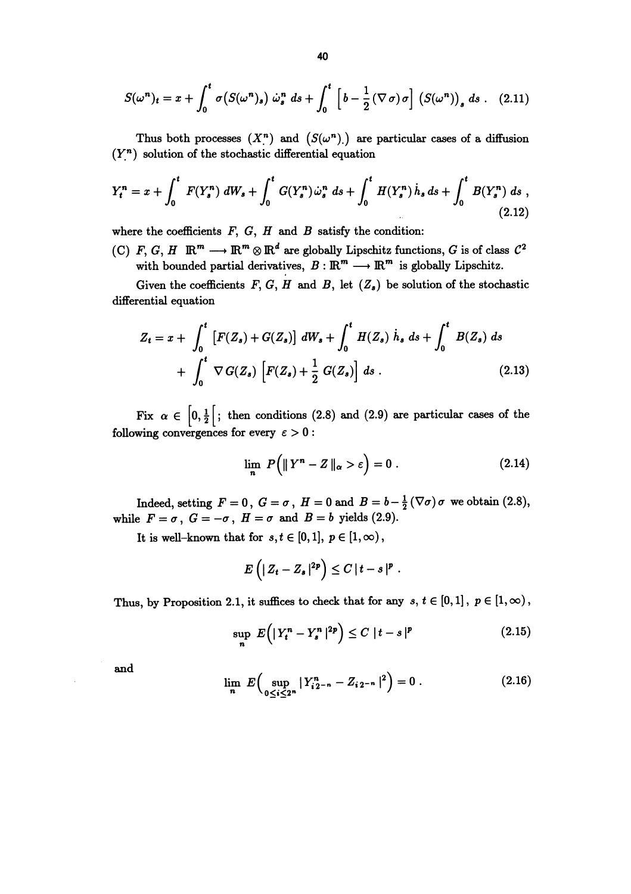$$S(\omega^n)_t = x + \int_0^t \sigma(S(\omega^n)_s)\, \dot{\omega}_s^n \, ds + \int_0^t \left[ b - \frac{1}{2} (\nabla \sigma) \sigma \right] (S(\omega^n))_s \, ds \, . \quad (2.11)$$

Thus both processes $(X^n_.)$ and $(S(\omega^n)_.)$ are particular cases of a diffusion $(Y^n_.)$ solution of the stochastic differential equation

$$Y_t^n = x + \int_0^t F(Y_s^n)\, dW_s + \int_0^t G(Y_s^n)\, \dot{\omega}_s^n \, ds + \int_0^t H(Y_s^n)\, \dot{h}_s \, ds + \int_0^t B(Y_s^n)\, ds \, , \quad (2.12)$$

where the coefficients $F$, $G$, $H$ and $B$ satisfy the condition:

(C) $F$, $G$, $H$ $\mathbb{R}^m \longrightarrow \mathbb{R}^m \otimes \mathbb{R}^d$ are globally Lipschitz functions, $G$ is of class $\mathcal{C}^2$ with bounded partial derivatives, $B : \mathbb{R}^m \longrightarrow \mathbb{R}^m$ is globally Lipschitz.

Given the coefficients $F$, $G$, $H$ and $B$, let $(Z_s)$ be solution of the stochastic differential equation

$$Z_t = x + \int_0^t [F(Z_s) + G(Z_s)]\, dW_s + \int_0^t H(Z_s)\, \dot{h}_s \, ds + \int_0^t B(Z_s)\, ds$$
$$+ \int_0^t \nabla G(Z_s) \left[ F(Z_s) + \frac{1}{2} G(Z_s) \right] ds \, . \quad (2.13)$$

Fix $\alpha \in \left[0, \frac{1}{2}\right[$ ; then conditions (2.8) and (2.9) are particular cases of the following convergences for every $\varepsilon > 0$ :

$$\lim_n P\Big( \| Y^n - Z \|_\alpha > \varepsilon \Big) = 0 \, . \quad (2.14)$$

Indeed, setting $F = 0$, $G = \sigma$, $H = 0$ and $B = b - \frac{1}{2}(\nabla \sigma)\, \sigma$ we obtain (2.8), while $F = \sigma$, $G = -\sigma$, $H = \sigma$ and $B = b$ yields (2.9).

It is well-known that for $s, t \in [0,1]$, $p \in [1, \infty)$,

$$E\Big( | Z_t - Z_s |^{2p} \Big) \le C \, | t - s |^p \, .$$

Thus, by Proposition 2.1, it suffices to check that for any $s$, $t \in [0,1]$, $p \in [1, \infty)$,

$$\sup_n E\Big( | Y_t^n - Y_s^n |^{2p} \Big) \le C \, | t - s |^p \quad (2.15)$$

and

$$\lim_n E\Big( \sup_{0 \le i \le 2^n} | Y_{i2^{-n}}^n - Z_{i2^{-n}} |^2 \Big) = 0 \, . \quad (2.16)$$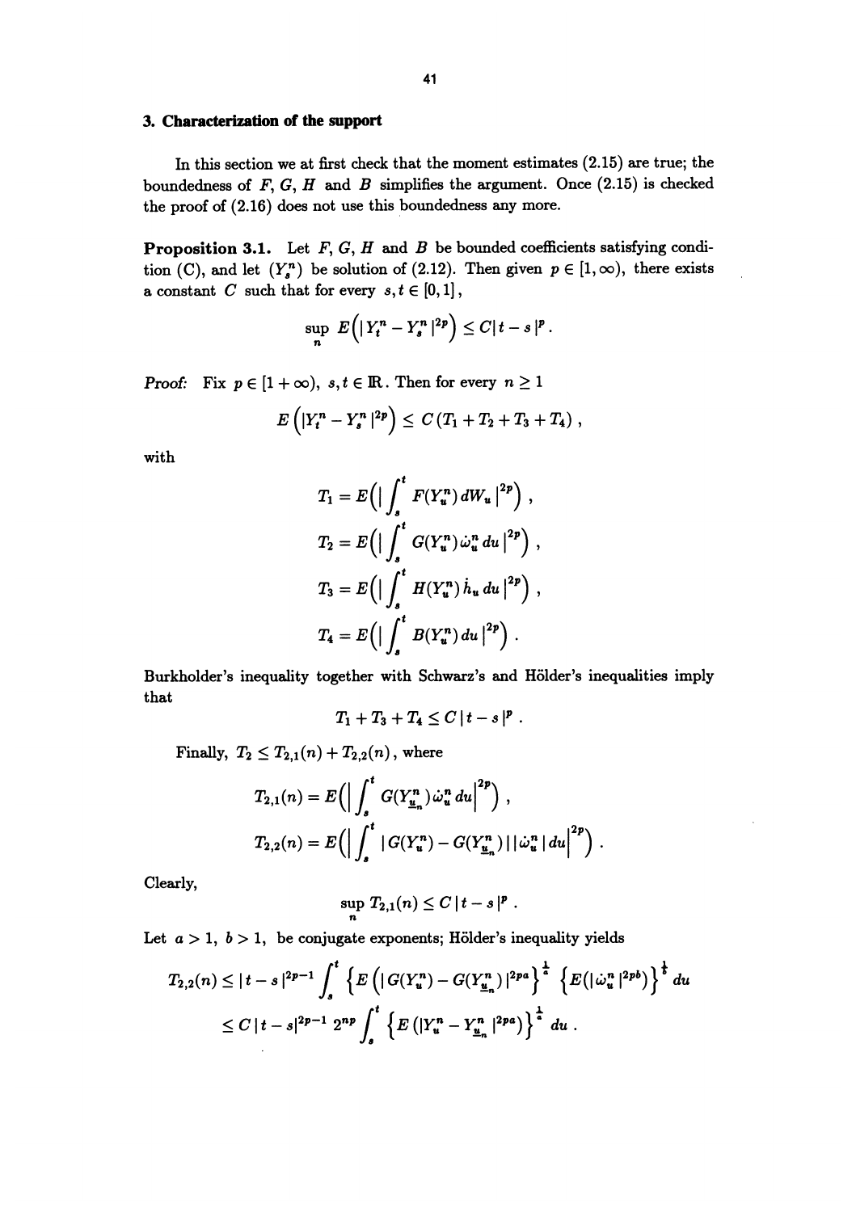## 3. Characterization of the support

In this section we at first check that the moment estimates (2.15) are true; the boundedness of $F$, $G$, $H$ and $B$ simplifies the argument. Once (2.15) is checked the proof of (2.16) does not use this boundedness any more.

**Proposition 3.1.** Let $F$, $G$, $H$ and $B$ be bounded coefficients satisfying condition (C), and let $(Y^n_s)$ be solution of (2.12). Then given $p \in [1, \infty)$, there exists a constant $C$ such that for every $s, t \in [0, 1]$,

$$\sup_n E\Big(|Y^n_t - Y^n_s|^{2p}\Big) \leq C|t-s|^p .$$

*Proof:* Fix $p \in [1+\infty)$, $s, t \in \mathbb{R}$. Then for every $n \geq 1$

$$E\left(|Y^n_t - Y^n_s|^{2p}\right) \leq C\,(T_1 + T_2 + T_3 + T_4)\,,$$

with

$$T_1 = E\Big(\Big|\int_s^t F(Y^n_u)\,dW_u\,\Big|^{2p}\Big)\,,$$

$$T_2 = E\Big(\Big|\int_s^t G(Y^n_u)\,\dot{\omega}^n_u\,du\,\Big|^{2p}\Big)\,,$$

$$T_3 = E\Big(\Big|\int_s^t H(Y^n_u)\,\dot{h}_u\,du\,\Big|^{2p}\Big)\,,$$

$$T_4 = E\Big(\Big|\int_s^t B(Y^n_u)\,du\,\Big|^{2p}\Big)\,.$$

Burkholder's inequality together with Schwarz's and Hölder's inequalities imply that

$$T_1 + T_3 + T_4 \leq C\,|t-s|^p\,.$$

Finally, $T_2 \leq T_{2,1}(n) + T_{2,2}(n)$, where

$$T_{2,1}(n) = E\Big(\Big|\int_s^t G(Y^n_{\underline{u}_n})\,\dot{\omega}^n_u\,du\Big|^{2p}\Big)\,,$$

$$T_{2,2}(n) = E\Big(\Big|\int_s^t |\,G(Y^n_u) - G(Y^n_{\underline{u}_n})\,|\,|\,\dot{\omega}^n_u\,|\,du\Big|^{2p}\Big)\,.$$

Clearly,

$$\sup_n T_{2,1}(n) \leq C\,|t-s|^p\,.$$

Let $a > 1$, $b > 1$, be conjugate exponents; Hölder's inequality yields

$$\begin{aligned}
T_{2,2}(n) &\leq |t-s|^{2p-1} \int_s^t \Big\{E\Big(|\,G(Y^n_u) - G(Y^n_{\underline{u}_n})\,|^{2pa}\Big\}^{\frac{1}{a}} \Big\{E(|\,\dot{\omega}^n_u\,|^{2pb})\Big\}^{\frac{1}{b}}\,du \\
&\leq C\,|t-s|^{2p-1}\,2^{np} \int_s^t \Big\{E\left(|Y^n_u - Y^n_{\underline{u}_n}|^{2pa}\right)\Big\}^{\frac{1}{a}}\,du\,.
\end{aligned}$$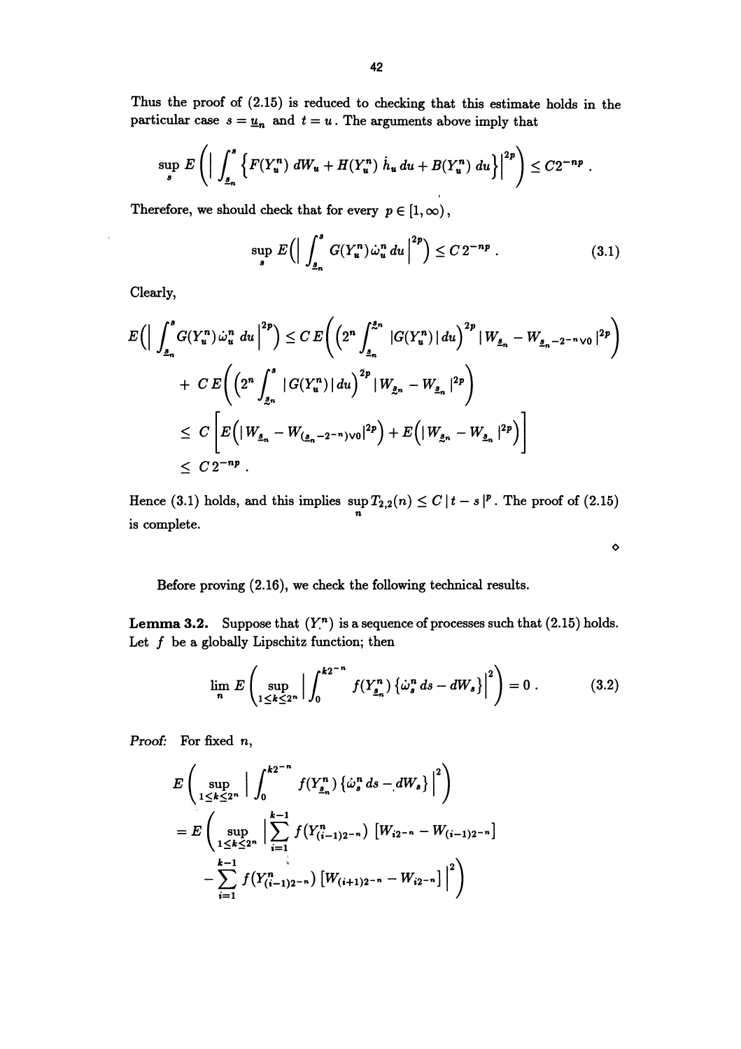Thus the proof of (2.15) is reduced to checking that this estimate holds in the particular case $s = \underline{u}_n$ and $t = u$. The arguments above imply that

$$\sup_s E\left(\left|\int_{\underline{s}_n}^s \left\{F(Y_u^n)\, dW_u + H(Y_u^n)\, \dot{h}_u\, du + B(Y_u^n)\, du\right\}\right|^{2p}\right) \le C 2^{-np}\,.$$

Therefore, we should check that for every $p \in [1, \infty)$,

$$\sup_s E\Big(\Big|\int_{\underline{s}_n}^s G(Y_u^n)\, \dot{\omega}_u^n\, du\Big|^{2p}\Big) \le C\, 2^{-np}\,. \tag{3.1}$$

Clearly,

$$\begin{aligned}
E\Big(\Big|\int_{\underline{s}_n}^s G(Y_u^n)\, \dot{\omega}_u^n\, du\Big|^{2p}\Big) &\le C\, E\bigg(\Big(2^n \int_{\underline{s}_n}^{\underline{s}_n} |G(Y_u^n)|\, du\Big)^{2p} |W_{\underline{s}_n} - W_{\underline{s}_n - 2^{-n} \vee 0}|^{2p}\bigg) \\
&\quad + C\, E\bigg(\Big(2^n \int_{\underline{s}_n}^s |G(Y_u^n)|\, du\Big)^{2p} |W_{\underline{s}_n} - W_{\underline{s}_n}|^{2p}\bigg) \\
&\le C\left[E\Big(|W_{\underline{s}_n} - W_{(\underline{s}_n - 2^{-n})\vee 0}|^{2p}\Big) + E\Big(|W_{\underline{s}_n} - W_{\underline{s}_n}|^{2p}\Big)\right] \\
&\le C\, 2^{-np}\,.
\end{aligned}$$

Hence (3.1) holds, and this implies $\sup_n T_{2,2}(n) \le C\,|t-s|^p$. The proof of (2.15) is complete.

◇

Before proving (2.16), we check the following technical results.

**Lemma 3.2.** Suppose that $(Y_\cdot^n)$ is a sequence of processes such that (2.15) holds. Let $f$ be a globally Lipschitz function; then

$$\lim_n E\left(\sup_{1 \le k \le 2^n} \left|\int_0^{k2^{-n}} f(Y_{\underline{s}_n}^n)\, \{\dot{\omega}_s^n\, ds - dW_s\}\right|^2\right) = 0\,. \tag{3.2}$$

*Proof:* For fixed $n$,

$$\begin{aligned}
&E\left(\sup_{1 \le k \le 2^n} \left|\int_0^{k2^{-n}} f(Y_{\underline{s}_n}^n)\, \{\dot{\omega}_s^n\, ds - dW_s\}\right|^2\right) \\
&= E\Bigg(\sup_{1 \le k \le 2^n} \Big|\sum_{i=1}^{k-1} f(Y_{(i-1)2^{-n}}^n)\, \left[W_{i2^{-n}} - W_{(i-1)2^{-n}}\right] \\
&\quad - \sum_{i=1}^{k-1} f(Y_{(i-1)2^{-n}}^n)\, \left[W_{(i+1)2^{-n}} - W_{i2^{-n}}\right]\Big|^2\Bigg)
\end{aligned}$$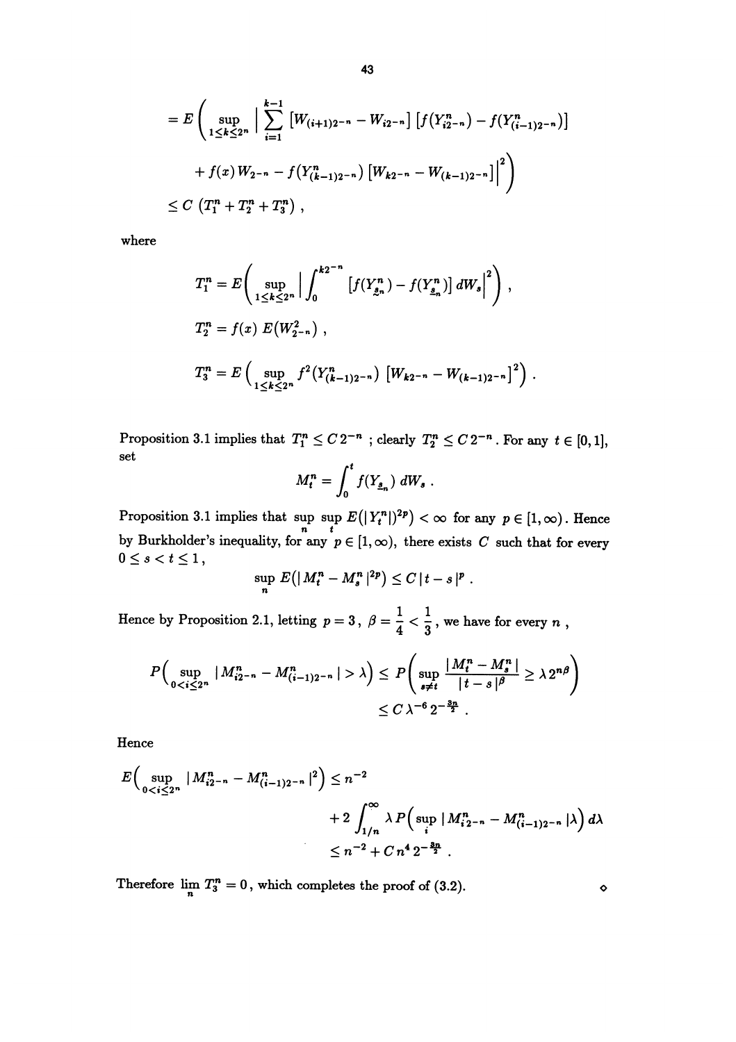$$= E\left( \sup_{1\le k\le 2^n} \Big| \sum_{i=1}^{k-1} \left[W_{(i+1)2^{-n}} - W_{i2^{-n}}\right] \left[f(Y^n_{i2^{-n}}) - f(Y^n_{(i-1)2^{-n}})\right] \right.$$

$$\left. + f(x)\, W_{2^{-n}} - f(Y^n_{(k-1)2^{-n}}) \left[W_{k2^{-n}} - W_{(k-1)2^{-n}}\right] \Big|^2 \right)$$

$$\le C\, \left(T_1^n + T_2^n + T_3^n\right) ,$$

where

$$T_1^n = E\left( \sup_{1\le k\le 2^n} \Big| \int_0^{k2^{-n}} \left[f(Y^n_{\underline{s}_n}) - f(Y^n_{\underline{s}_n})\right] dW_s \Big|^2 \right) ,$$

$$T_2^n = f(x)\; E\big(W^2_{2^{-n}}\big) ,$$

$$T_3^n = E\left( \sup_{1\le k\le 2^n} f^2(Y^n_{(k-1)2^{-n}}) \left[W_{k2^{-n}} - W_{(k-1)2^{-n}}\right]^2 \right) .$$

Proposition 3.1 implies that $T_1^n \le C\, 2^{-n}$ ; clearly $T_2^n \le C\, 2^{-n}$. For any $t \in [0,1]$, set

$$M_t^n = \int_0^t f(Y_{\underline{s}_n})\, dW_s .$$

Proposition 3.1 implies that $\sup_n \sup_t E\big(|\, Y_t^n |\big)^{2p}\big) < \infty$ for any $p \in [1,\infty)$. Hence by Burkholder's inequality, for any $p \in [1,\infty)$, there exists $C$ such that for every $0 \le s < t \le 1$,

$$\sup_n E\big(|\, M_t^n - M_s^n\,|^{2p}\big) \le C\, |\, t - s\,|^p .$$

Hence by Proposition 2.1, letting $p = 3$, $\beta = \dfrac{1}{4} < \dfrac{1}{3}$, we have for every $n$ ,

$$P\Big( \sup_{0<i\le 2^n} |\, M^n_{i2^{-n}} - M^n_{(i-1)2^{-n}}\,| > \lambda \Big) \le P\left( \sup_{s\ne t} \frac{|\, M_t^n - M_s^n\,|}{|\, t - s\,|^\beta} \ge \lambda\, 2^{n\beta} \right)$$

$$\le C\, \lambda^{-6}\, 2^{-\frac{3n}{2}} .$$

Hence

$$E\Big( \sup_{0<i\le 2^n} |\, M^n_{i2^{-n}} - M^n_{(i-1)2^{-n}}\,|^2 \Big) \le n^{-2}$$

$$+ 2 \int_{1/n}^{\infty} \lambda\, P\Big( \sup_i |\, M^n_{i\,2^{-n}} - M^n_{(i-1)2^{-n}}\,| \lambda \Big)\, d\lambda$$

$$\le n^{-2} + C\, n^4\, 2^{-\frac{3n}{2}} .$$

Therefore $\lim_n T_3^n = 0$, which completes the proof of (3.2). ◇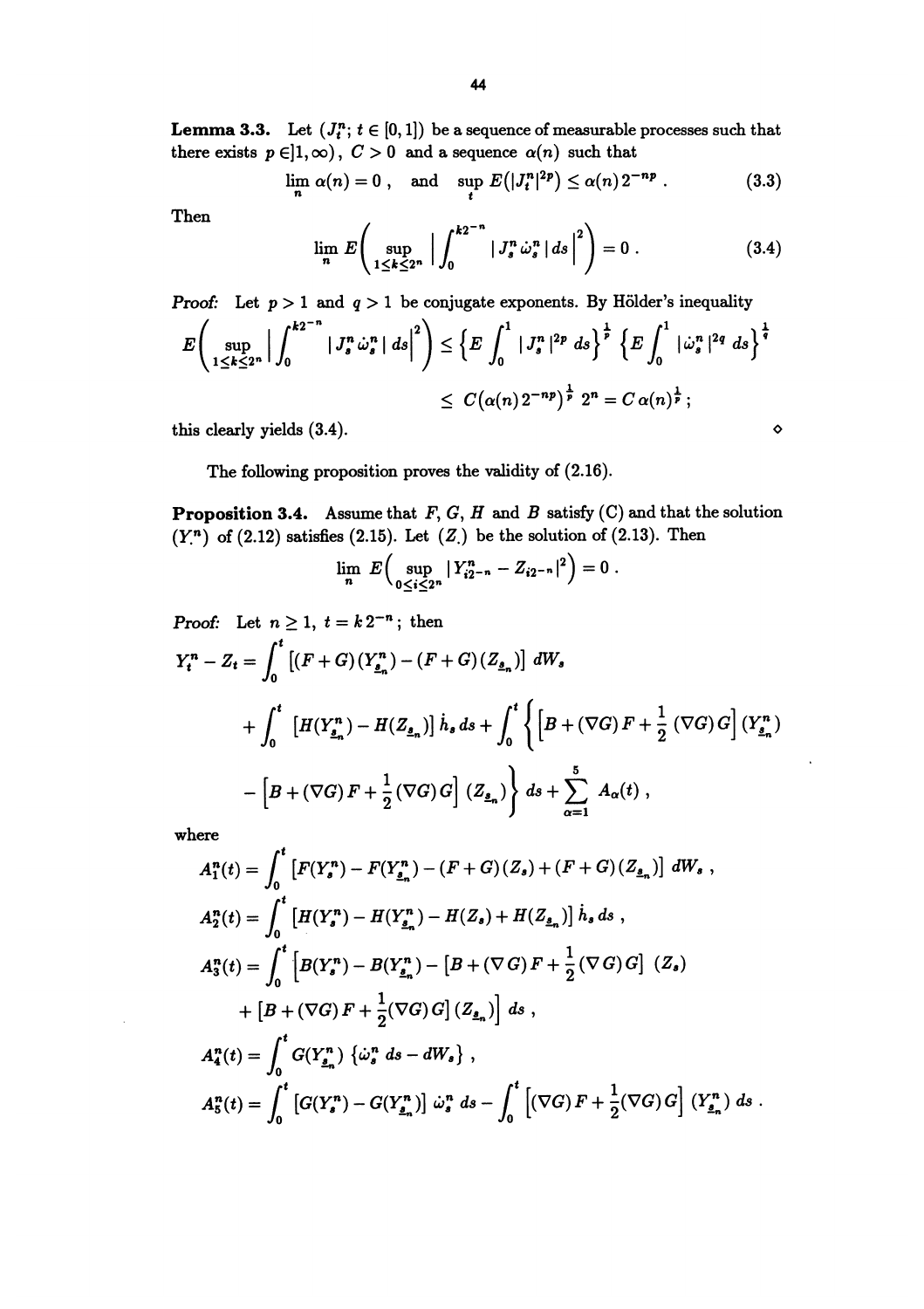**Lemma 3.3.** Let $(J_t^n; t \in [0,1])$ be a sequence of measurable processes such that there exists $p \in ]1, \infty)$, $C > 0$ and a sequence $\alpha(n)$ such that

$$\lim_n \alpha(n) = 0 \, , \quad \text{and} \quad \sup_t E\big(|J_t^n|^{2p}\big) \leq \alpha(n) \, 2^{-np} \, . \tag{3.3}$$

Then

$$\lim_n E\bigg( \sup_{1 \leq k \leq 2^n} \Big| \int_0^{k2^{-n}} | J_s^n \, \dot\omega_s^n \, | \, ds \Big|^2 \bigg) = 0 \, . \tag{3.4}$$

*Proof:* Let $p > 1$ and $q > 1$ be conjugate exponents. By Hölder's inequality

$$E\bigg( \sup_{1 \leq k \leq 2^n} \Big| \int_0^{k2^{-n}} | J_s^n \, \dot\omega_s^n \, | \, ds \Big|^2 \bigg) \leq \Big\{ E \int_0^1 | J_s^n |^{2p} \, ds \Big\}^{\frac{1}{p}} \Big\{ E \int_0^1 | \dot\omega_s^n |^{2q} \, ds \Big\}^{\frac{1}{q}}$$

$$\leq \; C \big(\alpha(n) \, 2^{-np}\big)^{\frac{1}{p}} \, 2^n = C \, \alpha(n)^{\frac{1}{p}} \, ;$$

this clearly yields (3.4). ◇

The following proposition proves the validity of (2.16).

**Proposition 3.4.** Assume that $F$, $G$, $H$ and $B$ satisfy (C) and that the solution $(Y_.^n)$ of (2.12) satisfies (2.15). Let $(Z_.)$ be the solution of (2.13). Then

$$\lim_n E\Big( \sup_{0 \leq i \leq 2^n} | Y_{i2^{-n}}^n - Z_{i2^{-n}} |^2 \Big) = 0 \, .$$

*Proof:* Let $n \geq 1$, $t = k \, 2^{-n}$; then

$$Y_t^n - Z_t = \int_0^t \big[ (F+G)(Y_{\underline{s}_n}^n) - (F+G)(Z_{\underline{s}_n}) \big] \, dW_s$$

$$+ \int_0^t \big[ H(Y_{\underline{s}_n}^n) - H(Z_{\underline{s}_n}) \big] \, \dot h_s \, ds + \int_0^t \bigg\{ \Big[ B + (\nabla G) \, F + \frac{1}{2} \, (\nabla G) \, G \Big] (Y_{\underline{s}_n}^n)$$

$$- \Big[ B + (\nabla G) \, F + \frac{1}{2} \, (\nabla G) \, G \Big] \, (Z_{\underline{s}_n}) \bigg\} \, ds + \sum_{\alpha=1}^5 A_\alpha(t) \, ,$$

where

$$A_1^n(t) = \int_0^t \big[ F(Y_s^n) - F(Y_{\underline{s}_n}^n) - (F+G)(Z_s) + (F+G)(Z_{\underline{s}_n}) \big] \, dW_s \, ,$$

$$A_2^n(t) = \int_0^t \big[ H(Y_s^n) - H(Y_{\underline{s}_n}^n) - H(Z_s) + H(Z_{\underline{s}_n}) \big] \, \dot h_s \, ds \, ,$$

$$A_3^n(t) = \int_0^t \Big[ B(Y_s^n) - B(Y_{\underline{s}_n}^n) - \big[ B + (\nabla \, G) \, F + \frac{1}{2} (\nabla \, G) \, G \big] \; (Z_s)$$

$$+ \big[ B + (\nabla G) \, F + \frac{1}{2} (\nabla G) \, G \big] \, (Z_{\underline{s}_n}) \Big] \, ds \, ,$$

$$A_4^n(t) = \int_0^t G(Y_{\underline{s}_n}^n) \, \{ \dot\omega_s^n \, ds - dW_s \} \, ,$$

$$A_5^n(t) = \int_0^t \big[ G(Y_s^n) - G(Y_{\underline{s}_n}^n) \big] \, \dot\omega_s^n \, ds - \int_0^t \Big[ (\nabla G) \, F + \frac{1}{2} (\nabla G) \, G \Big] \, (Y_{\underline{s}_n}^n) \, ds \, .$$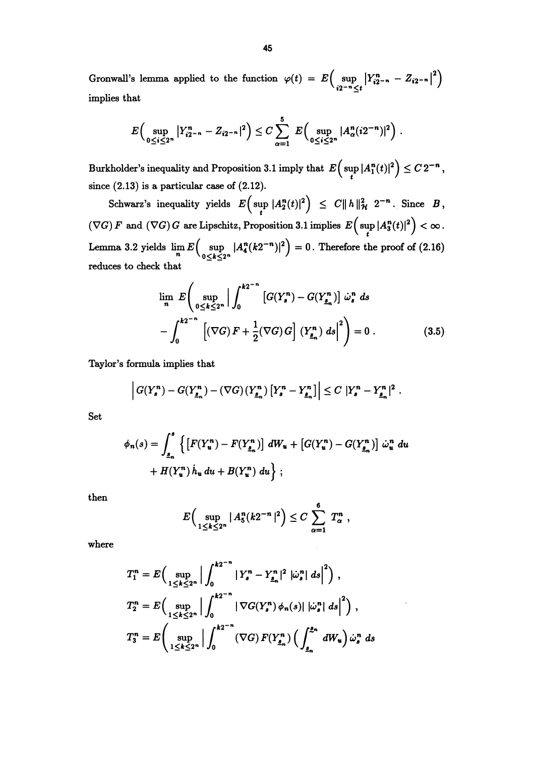Gronwall's lemma applied to the function $\varphi(t) = E\Big(\sup_{i2^{-n}\leq t} |Y^n_{i2^{-n}} - Z_{i2^{-n}}|^2\Big)$ implies that

$$E\Big(\sup_{0\leq i\leq 2^n} |Y^n_{i2^{-n}} - Z_{i2^{-n}}|^2\Big) \leq C \sum_{\alpha=1}^{5} E\Big(\sup_{0\leq i\leq 2^n} |A^n_\alpha(i2^{-n})|^2\Big)\,.$$

Burkholder's inequality and Proposition 3.1 imply that $E\Big(\sup_t |A^n_1(t)|^2\Big) \leq C\,2^{-n}$, since (2.13) is a particular case of (2.12).

Schwarz's inequality yields $E\Big(\sup_t |A^n_2(t)|^2\Big) \leq C\|\,h\,\|^2_{\mathcal{H}}\; 2^{-n}$. Since $B$, $(\nabla G)\,F$ and $(\nabla G)\,G$ are Lipschitz, Proposition 3.1 implies $E\Big(\sup_t |A^n_3(t)|^2\Big) < \infty$. Lemma 3.2 yields $\lim_n E\Big(\sup_{0\leq k\leq 2^n} |A^n_4(k2^{-n})|^2\Big) = 0$. Therefore the proof of (2.16) reduces to check that

$$\lim_n\, E\bigg(\sup_{0\leq k\leq 2^n}\Big|\int_0^{k2^{-n}} \big[G(Y^n_s) - G(Y^n_{\underline{s}_n})\big]\,\dot{\omega}^n_s\,ds \\ - \int_0^{k2^{-n}} \Big[(\nabla G)\,F + \frac{1}{2}(\nabla G)\,G\Big]\,(Y^n_{\underline{s}_n})\,ds\Big|^2\bigg) = 0\,. \tag{3.5}$$

Taylor's formula implies that

$$\Big|G(Y^n_s) - G(Y^n_{\underline{s}_n}) - (\nabla G)(Y^n_{\underline{s}_n})\,[Y^n_s - Y^n_{\underline{s}_n}]\Big| \leq C\,|Y^n_s - Y^n_{\underline{s}_n}|^2\,.$$

Set

$$\phi_n(s) = \int_{\underline{s}_n}^{s} \Big\{\big[F(Y^n_u) - F(Y^n_{\underline{s}_n})\big]\,dW_u + \big[G(Y^n_u) - G(Y^n_{\underline{s}_n})\big]\,\dot{\omega}^n_u\,du \\ + H(Y^n_u)\,\dot{h}_u\,du + B(Y^n_u)\,du\Big\}\,;$$

then

$$E\Big(\sup_{1\leq k\leq 2^n} |\,A^n_5(k2^{-n}\,|^2\Big) \leq C\sum_{\alpha=1}^{6} T^n_\alpha\,,$$

where

$$T^n_1 = E\Big(\sup_{1\leq k\leq 2^n}\Big|\int_0^{k2^{-n}} |Y^n_s - Y^n_{\underline{s}_n}|^2\,|\dot{\omega}^n_s|\,ds\Big|^2\Big)\,,$$

$$T^n_2 = E\Big(\sup_{1\leq k\leq 2^n}\Big|\int_0^{k2^{-n}} |\,\nabla G(Y^n_s)\,\phi_n(s)|\,|\dot{\omega}^n_s|\,ds\Big|^2\Big)\,,$$

$$T^n_3 = E\bigg(\sup_{1\leq k\leq 2^n}\Big|\int_0^{k2^{-n}} (\nabla G)\,F(Y^n_{\underline{s}_n})\Big(\int_{\underline{s}_n}^{\overline{s}_n} dW_u\Big)\,\dot{\omega}^n_s\,ds$$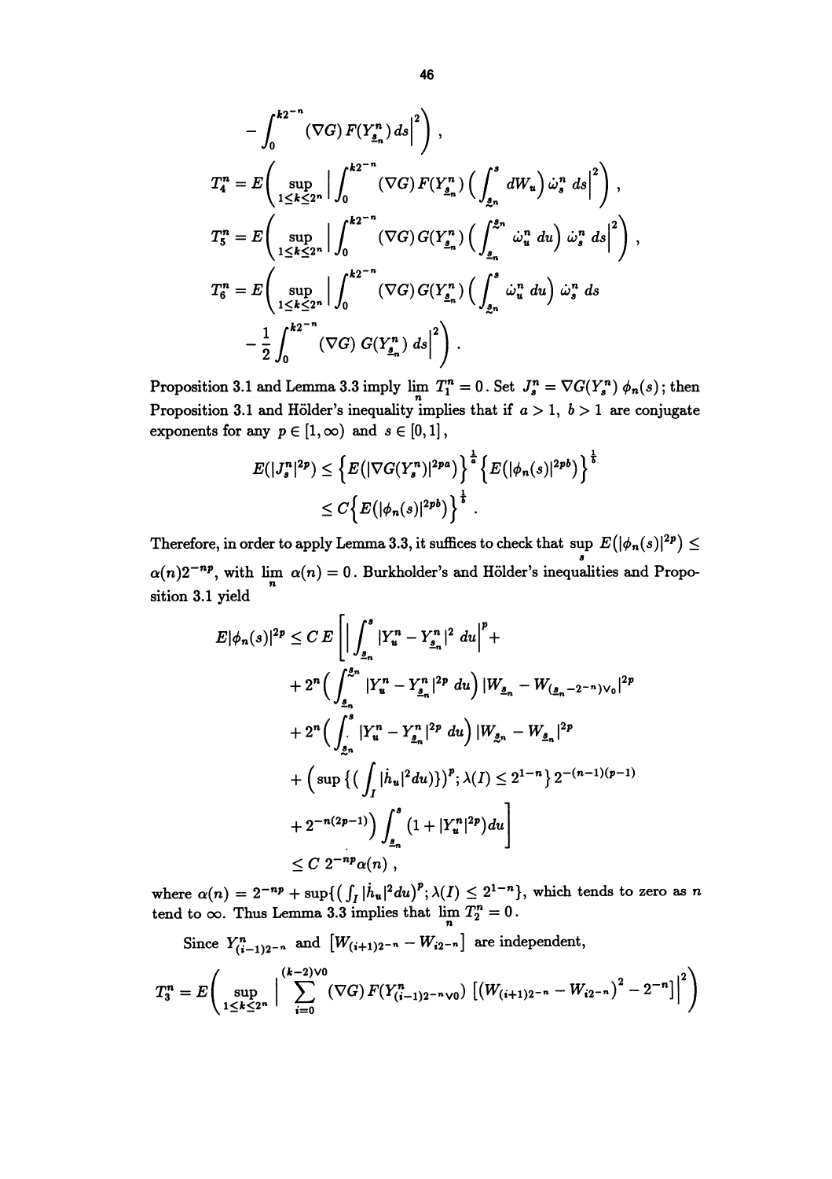$$- \int_0^{k2^{-n}} (\nabla G)\, F(Y^n_{\underline{s}_n})\, ds\Big|^2\Big)\,,$$

$$T_4^n = E\Big( \sup_{1\le k\le 2^n} \Big| \int_0^{k2^{-n}} (\nabla G)\, F(Y^n_{\underline{s}_n}) \Big( \int_{\underline{s}_n}^{s} dW_u \Big)\, \dot\omega^n_s\, ds \Big|^2 \Big)\,,$$

$$T_5^n = E\Big( \sup_{1\le k\le 2^n} \Big| \int_0^{k2^{-n}} (\nabla G)\, G(Y^n_{\underline{s}_n}) \Big( \int_{\underline{s}_n}^{\underline{s}^n} \dot\omega^n_u\, du \Big)\, \dot\omega^n_s\, ds \Big|^2 \Big)\,,$$

$$T_6^n = E\Big( \sup_{1\le k\le 2^n} \Big| \int_0^{k2^{-n}} (\nabla G)\, G(Y^n_{\underline{s}_n}) \Big( \int_{\underline{s}^n}^{s} \dot\omega^n_u\, du \Big)\, \dot\omega^n_s\, ds$$
$$- \frac{1}{2} \int_0^{k2^{-n}} (\nabla G)\, G(Y^n_{\underline{s}_n})\, ds\Big|^2\Big)\,.$$

Proposition 3.1 and Lemma 3.3 imply $\lim_n T_1^n = 0$. Set $J^n_s = \nabla G(Y^n_s)\, \phi_n(s)$; then Proposition 3.1 and Hölder's inequality implies that if $a > 1$, $b > 1$ are conjugate exponents for any $p \in [1, \infty)$ and $s \in [0,1]$,

$$E(|J^n_s|^{2p}) \le \Big\{ E(|\nabla G(Y^n_s)|^{2pa}) \Big\}^{\frac{1}{a}} \Big\{ E(|\phi_n(s)|^{2pb}) \Big\}^{\frac{1}{b}}$$
$$\le C \Big\{ E(|\phi_n(s)|^{2pb}) \Big\}^{\frac{1}{b}}\,.$$

Therefore, in order to apply Lemma 3.3, it suffices to check that $\sup_s E(|\phi_n(s)|^{2p}) \le \alpha(n) 2^{-np}$, with $\lim_n \alpha(n) = 0$. Burkholder's and Hölder's inequalities and Proposition 3.1 yield

$$E|\phi_n(s)|^{2p} \le C\, E\Bigg[ \Big| \int_{\underline{s}_n}^{s} |Y^n_u - Y^n_{\underline{s}_n}|^2\, du \Big|^p +$$
$$+ 2^n \Big( \int_{\underline{s}_n}^{\underline{s}^n} |Y^n_u - Y^n_{\underline{s}_n}|^{2p}\, du \Big) |W_{\underline{s}_n} - W_{(\underline{s}_n - 2^{-n})\vee 0}|^{2p}$$
$$+ 2^n \Big( \int_{\underline{s}^n}^{s} |Y^n_u - Y^n_{\underline{s}_n}|^{2p}\, du \Big) |W_{\underline{s}^n} - W_{\underline{s}_n}|^{2p}$$
$$+ \Big( \sup\{ (\int_I |\dot h_u|^2 du) \}^p ; \lambda(I) \le 2^{1-n} \Big\} 2^{-(n-1)(p-1)}$$
$$+ 2^{-n(2p-1)} \Big) \int_{\underline{s}_n}^{s} (1 + |Y^n_u|^{2p}) du \Bigg]$$
$$\le C\, 2^{-np} \alpha(n)\,,$$

where $\alpha(n) = 2^{-np} + \sup\{ (\int_I |\dot h_u|^2 du)^p ; \lambda(I) \le 2^{1-n} \}$, which tends to zero as $n$ tend to $\infty$. Thus Lemma 3.3 implies that $\lim_n T_2^n = 0$.

Since $Y^n_{(i-1)2^{-n}}$ and $[W_{(i+1)2^{-n}} - W_{i2^{-n}}]$ are independent,

$$T_3^n = E\Bigg( \sup_{1\le k\le 2^n} \Big| \sum_{i=0}^{(k-2)\vee 0} (\nabla G)\, F(Y^n_{(i-1)2^{-n}\vee 0}) \big[ (W_{(i+1)2^{-n}} - W_{i2^{-n}})^2 - 2^{-n} \big] \Big|^2 \Bigg)$$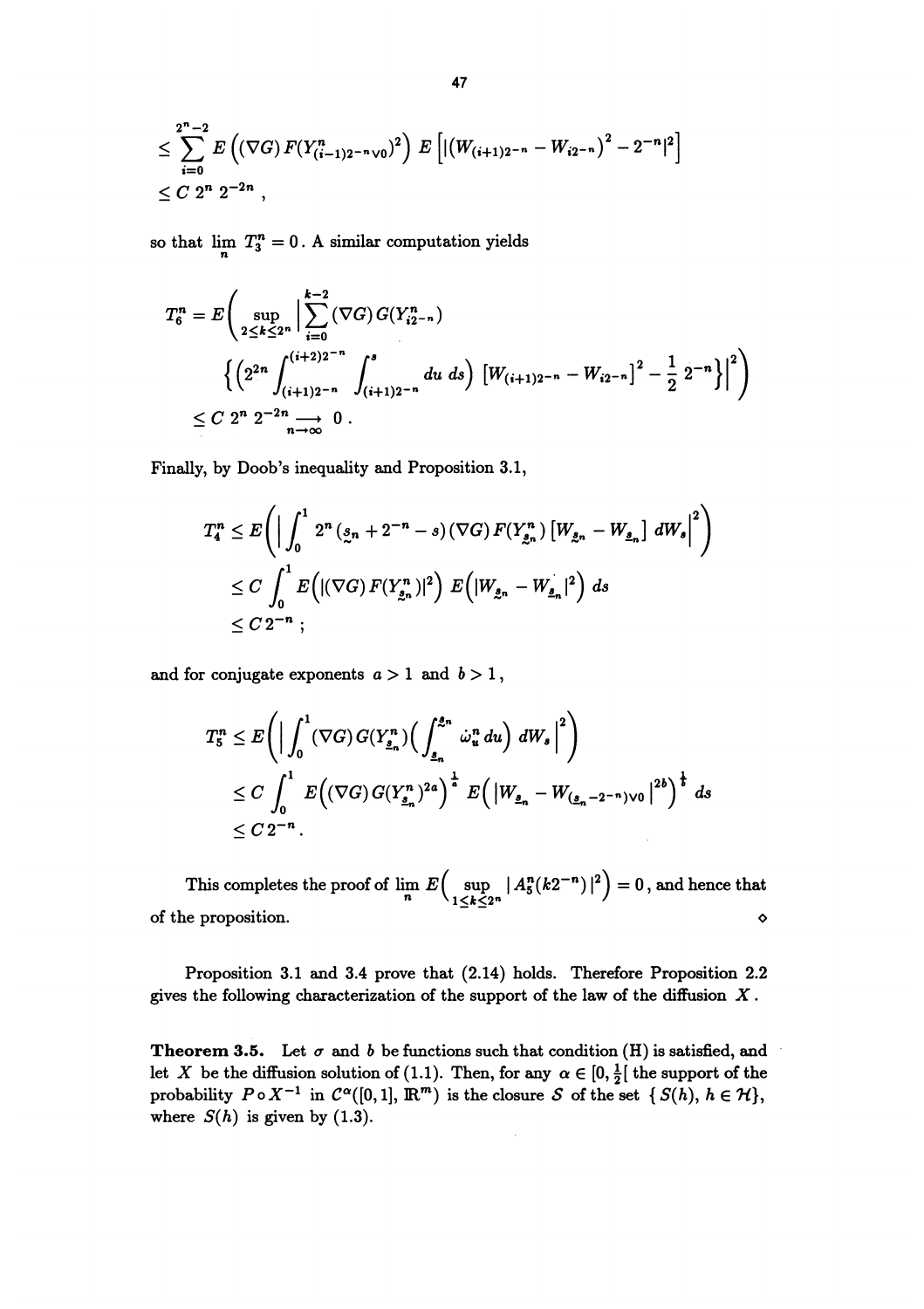$$
\begin{aligned}
&\leq \sum_{i=0}^{2^n-2} E\Big((\nabla G)\, F(Y^n_{(i-1)2^{-n}\vee 0})^2\Big)\, E\Big[|(W_{(i+1)2^{-n}} - W_{i2^{-n}})^2 - 2^{-n}|^2\Big] \\
&\leq C\, 2^n\, 2^{-2n}\,,
\end{aligned}
$$

so that $\lim_n T_3^n = 0$. A similar computation yields

$$
\begin{aligned}
T_6^n = E\Big(& \sup_{2\leq k\leq 2^n} \Big| \sum_{i=0}^{k-2} (\nabla G)\, G(Y^n_{i2^{-n}}) \\
& \Big\{ \Big( 2^{2n} \int_{(i+1)2^{-n}}^{(i+2)2^{-n}} \int_{(i+1)2^{-n}}^{s} du\, ds \Big) \big[ W_{(i+1)2^{-n}} - W_{i2^{-n}} \big]^2 - \frac{1}{2}\, 2^{-n} \Big\} \Big|^2 \Big) \\
\leq C\, & 2^n\, 2^{-2n} \underset{n\to\infty}{\longrightarrow} 0\,.
\end{aligned}
$$

Finally, by Doob's inequality and Proposition 3.1,

$$
\begin{aligned}
T_4^n &\leq E\Big( \Big| \int_0^1 2^n\, (\underset{\sim}{s}_n + 2^{-n} - s)\, (\nabla G)\, F(Y^n_{\underset{\sim}{s}_n})\, [W_{\underset{\sim}{s}_n} - W_{\underline{s}_n}]\, dW_s \Big|^2 \Big) \\
&\leq C \int_0^1 E\Big( |(\nabla G)\, F(Y^n_{\underset{\sim}{s}_n})|^2 \Big)\, E\Big( |W_{\underset{\sim}{s}_n} - W_{\underline{s}_n}|^2 \Big)\, ds \\
&\leq C\, 2^{-n}\,;
\end{aligned}
$$

and for conjugate exponents $a > 1$ and $b > 1$,

$$
\begin{aligned}
T_5^n &\leq E\Big( \Big| \int_0^1 (\nabla G)\, G(Y^n_{\underline{s}_n}) \Big( \int_{\underline{s}_n}^{\underset{\sim}{s}_n} \dot{\omega}^n_u\, du \Big)\, dW_s \Big|^2 \Big) \\
&\leq C \int_0^1 E\Big( (\nabla G)\, G(Y^n_{\underline{s}_n})^{2a} \Big)^{\frac{1}{a}}\, E\Big( |W_{\underline{s}_n} - W_{(\underline{s}_n - 2^{-n})\vee 0}|^{2b} \Big)^{\frac{1}{b}}\, ds \\
&\leq C\, 2^{-n}\,.
\end{aligned}
$$

This completes the proof of $\lim_n E\Big( \sup_{1\leq k\leq 2^n} |A_5^n(k2^{-n})|^2 \Big) = 0$, and hence that of the proposition. ◇

Proposition 3.1 and 3.4 prove that (2.14) holds. Therefore Proposition 2.2 gives the following characterization of the support of the law of the diffusion $X$.

**Theorem 3.5.** Let $\sigma$ and $b$ be functions such that condition (H) is satisfied, and let $X$ be the diffusion solution of (1.1). Then, for any $\alpha \in [0, \frac{1}{2}[$ the support of the probability $P \circ X^{-1}$ in $\mathcal{C}^\alpha([0,1], \mathbb{R}^m)$ is the closure $\mathcal{S}$ of the set $\{ S(h),\, h \in \mathcal{H}\}$, where $S(h)$ is given by (1.3).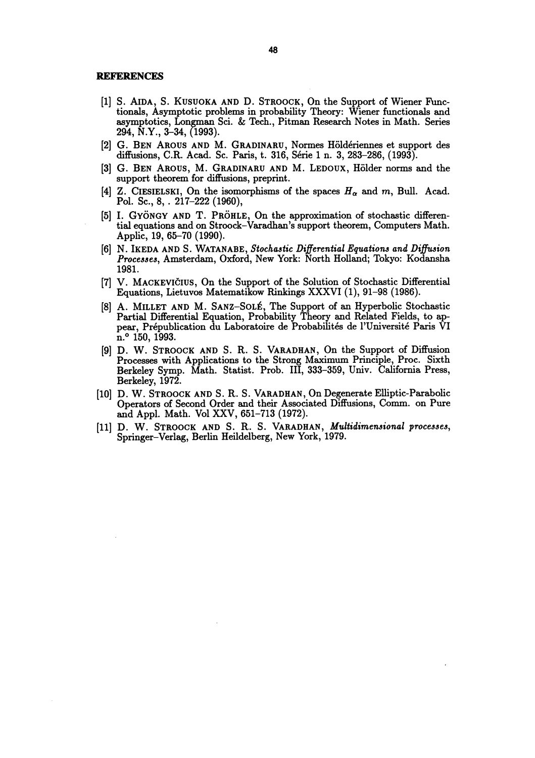## REFERENCES

[1] S. Aida, S. Kusuoka and D. Stroock, On the Support of Wiener Functionals, Asymptotic problems in probability Theory: Wiener functionals and asymptotics, Longman Sci. & Tech., Pitman Research Notes in Math. Series 294, N.Y., 3–34, (1993).

[2] G. Ben Arous and M. Gradinaru, Normes Höldériennes et support des diffusions, C.R. Acad. Sc. Paris, t. 316, Série 1 n. 3, 283–286, (1993).

[3] G. Ben Arous, M. Gradinaru and M. Ledoux, Hölder norms and the support theorem for diffusions, preprint.

[4] Z. Ciesielski, On the isomorphisms of the spaces $H_\alpha$ and $m$, Bull. Acad. Pol. Sc., 8, . 217–222 (1960),

[5] I. Gyöngy and T. Pröhle, On the approximation of stochastic differential equations and on Stroock–Varadhan's support theorem, Computers Math. Applic, 19, 65–70 (1990).

[6] N. Ikeda and S. Watanabe, *Stochastic Differential Equations and Diffusion Processes*, Amsterdam, Oxford, New York: North Holland; Tokyo: Kodansha 1981.

[7] V. Mackevičius, On the Support of the Solution of Stochastic Differential Equations, Lietuvos Matematikow Rinkings XXXVI (1), 91–98 (1986).

[8] A. Millet and M. Sanz–Solé, The Support of an Hyperbolic Stochastic Partial Differential Equation, Probability Theory and Related Fields, to appear, Prépublication du Laboratoire de Probabilités de l'Université Paris VI n.° 150, 1993.

[9] D. W. Stroock and S. R. S. Varadhan, On the Support of Diffusion Processes with Applications to the Strong Maximum Principle, Proc. Sixth Berkeley Symp. Math. Statist. Prob. III, 333–359, Univ. California Press, Berkeley, 1972.

[10] D. W. Stroock and S. R. S. Varadhan, On Degenerate Elliptic-Parabolic Operators of Second Order and their Associated Diffusions, Comm. on Pure and Appl. Math. Vol XXV, 651–713 (1972).

[11] D. W. Stroock and S. R. S. Varadhan, *Multidimensional processes*, Springer–Verlag, Berlin Heildelberg, New York, 1979.